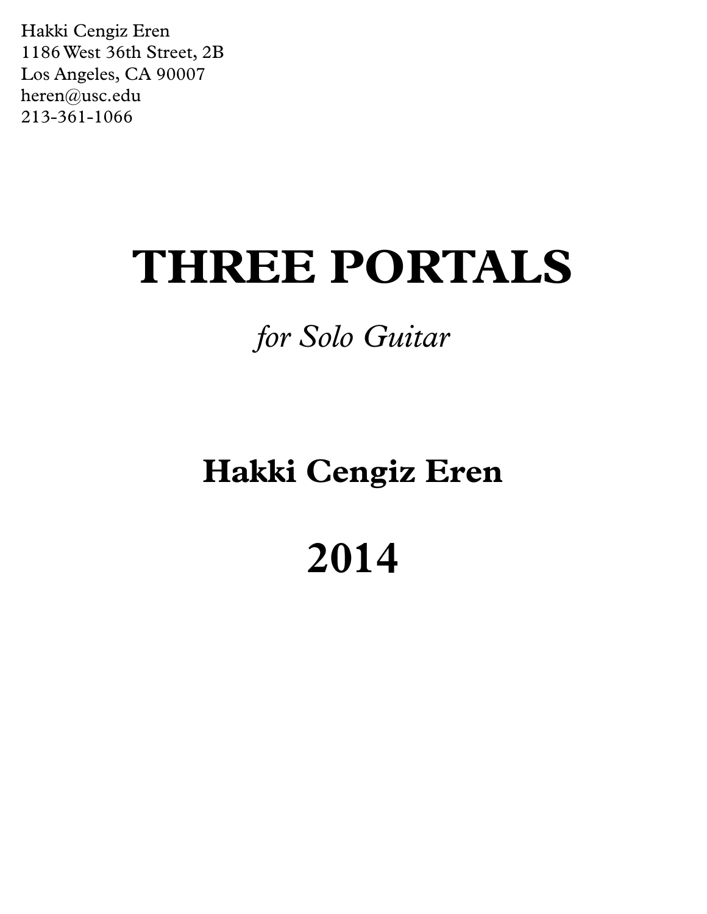Hakki Cengiz Eren
1186 West 36th Street, 2B
Los Angeles, CA 90007
heren@usc.edu
213-361-1066

# THREE PORTALS

*for Solo Guitar*

## Hakki Cengiz Eren

## 2014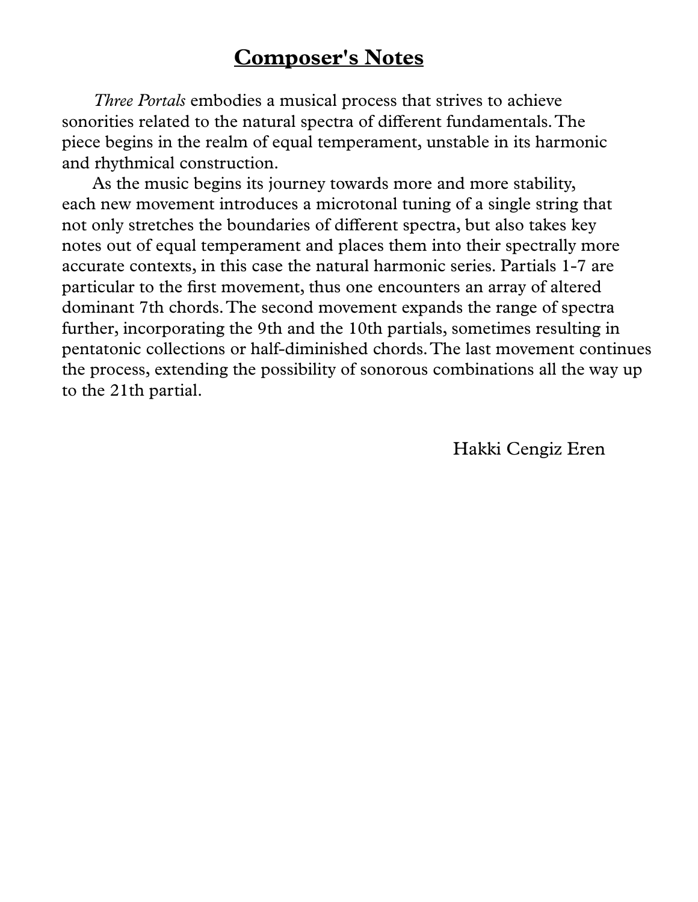# **Composer's Notes**

*Three Portals* embodies a musical process that strives to achieve sonorities related to the natural spectra of different fundamentals. The piece begins in the realm of equal temperament, unstable in its harmonic and rhythmical construction.

As the music begins its journey towards more and more stability, each new movement introduces a microtonal tuning of a single string that not only stretches the boundaries of different spectra, but also takes key notes out of equal temperament and places them into their spectrally more accurate contexts, in this case the natural harmonic series. Partials 1-7 are particular to the first movement, thus one encounters an array of altered dominant 7th chords. The second movement expands the range of spectra further, incorporating the 9th and the 10th partials, sometimes resulting in pentatonic collections or half-diminished chords. The last movement continues the process, extending the possibility of sonorous combinations all the way up to the 21th partial.

Hakki Cengiz Eren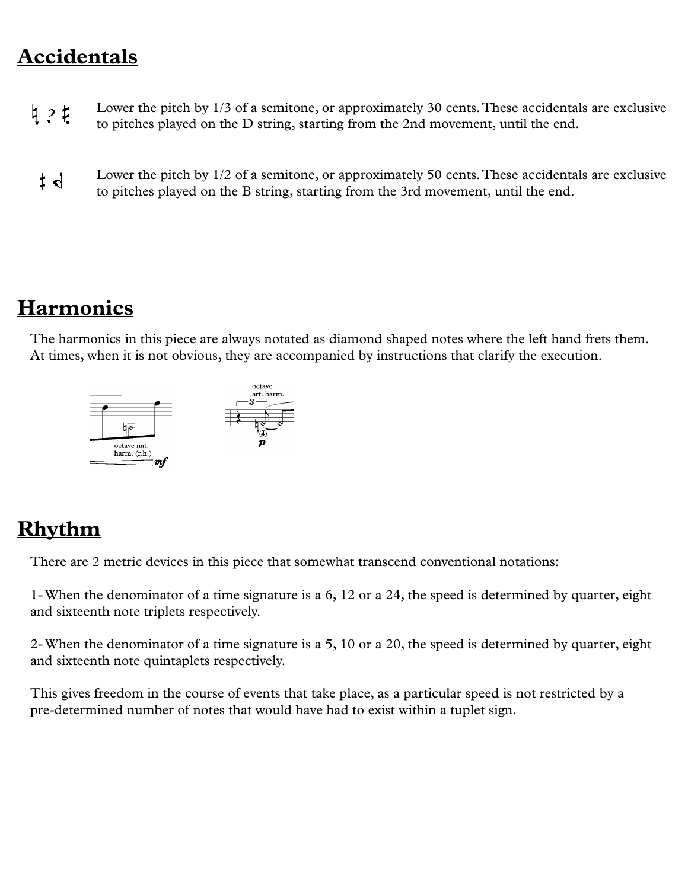## Accidentals

Lower the pitch by 1/3 of a semitone, or approximately 30 cents. These accidentals are exclusive to pitches played on the D string, starting from the 2nd movement, until the end.

Lower the pitch by 1/2 of a semitone, or approximately 50 cents. These accidentals are exclusive to pitches played on the B string, starting from the 3rd movement, until the end.

## Harmonics

The harmonics in this piece are always notated as diamond shaped notes where the left hand frets them. At times, when it is not obvious, they are accompanied by instructions that clarify the execution.

octave nat. harm. (r.h.)

octave art. harm.

## Rhythm

There are 2 metric devices in this piece that somewhat transcend conventional notations:

1- When the denominator of a time signature is a 6, 12 or a 24, the speed is determined by quarter, eight and sixteenth note triplets respectively.

2- When the denominator of a time signature is a 5, 10 or a 20, the speed is determined by quarter, eight and sixteenth note quintaplets respectively.

This gives freedom in the course of events that take place, as a particular speed is not restricted by a pre-determined number of notes that would have had to exist within a tuplet sign.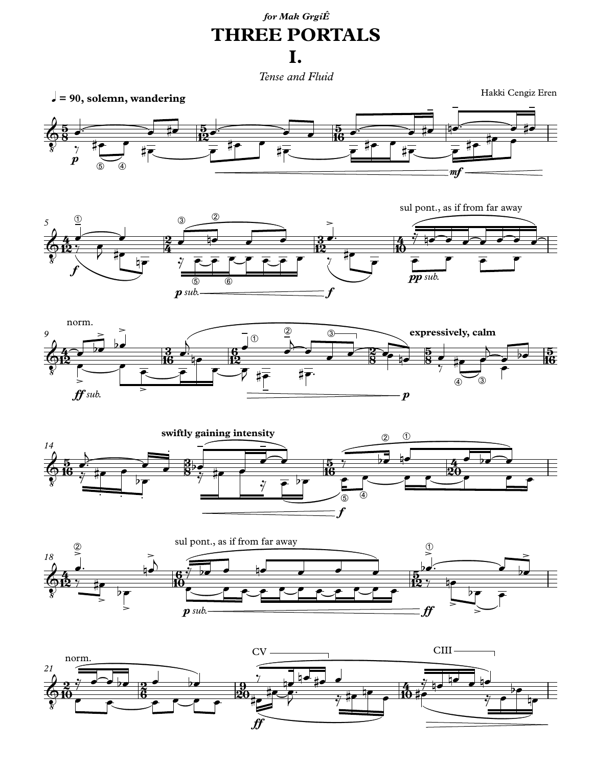*for Mak GrgiÊ*

# THREE PORTALS

## I.

*Tense and Fluid*

Hakki Cengiz Eren

**♩ = 90, solemn, wandering**

sul pont., as if from far away

norm.

**expressively, calm**

**swiftly gaining intensity**

sul pont., as if from far away

norm.

CV

CIII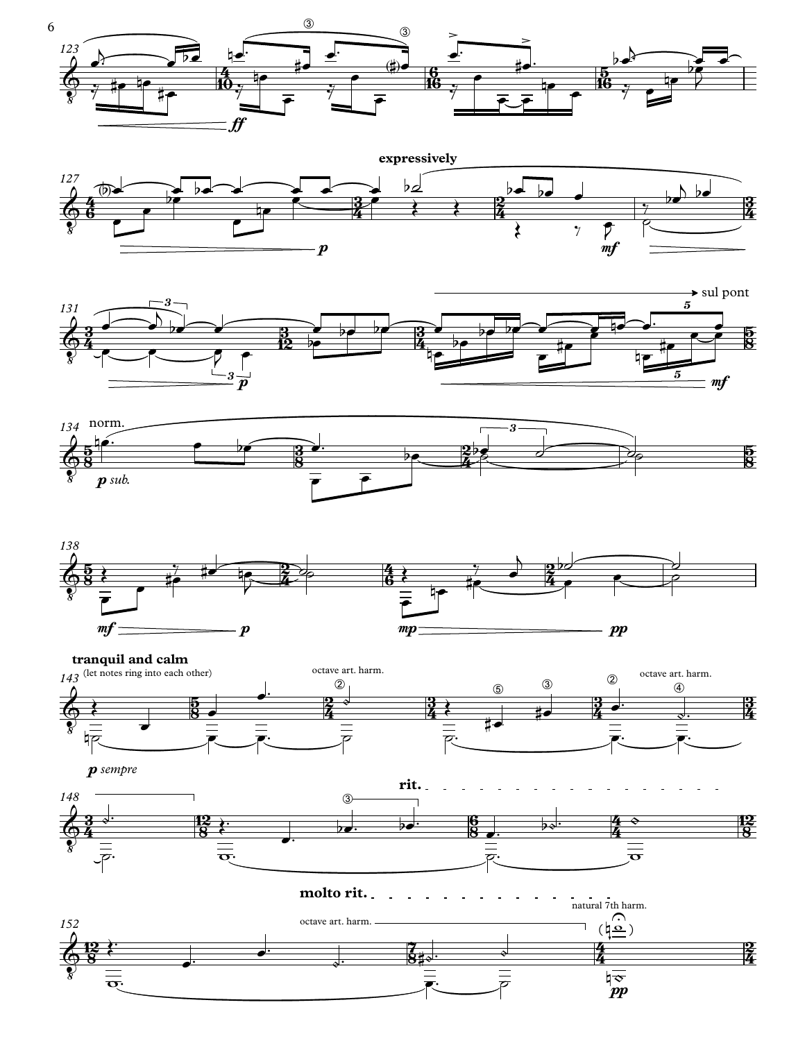**expressively**

sul pont

norm.

*p sub.*

**tranquil and calm**

(let notes ring into each other)

octave art. harm.

*p sempre*

octave art. harm.

**rit.**

**molto rit.**

octave art. harm.

natural 7th harm.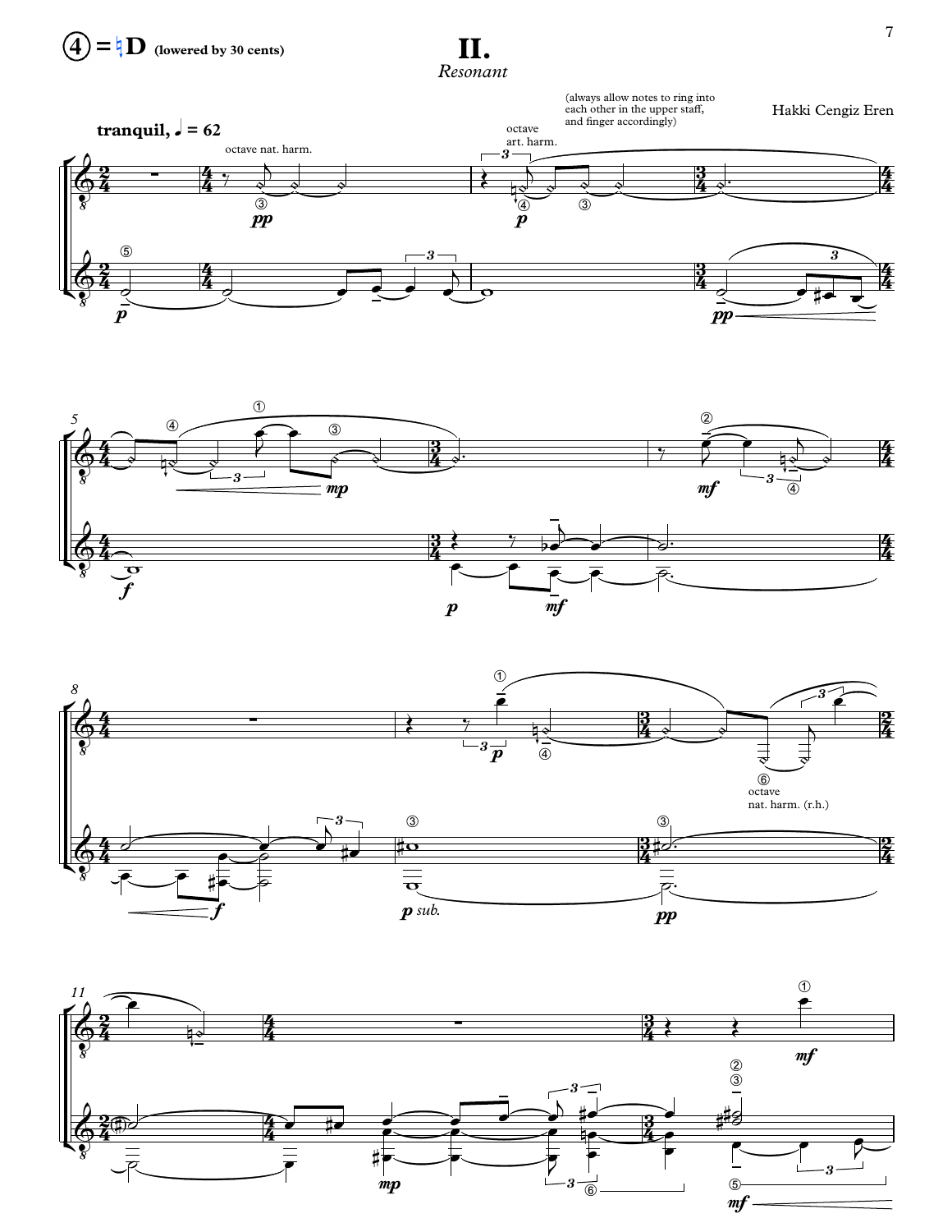④ = ♮D (lowered by 30 cents)

# II.

*Resonant*

Hakki Cengiz Eren

(always allow notes to ring into each other in the upper staff, and finger accordingly)

**tranquil,** ♩ = 62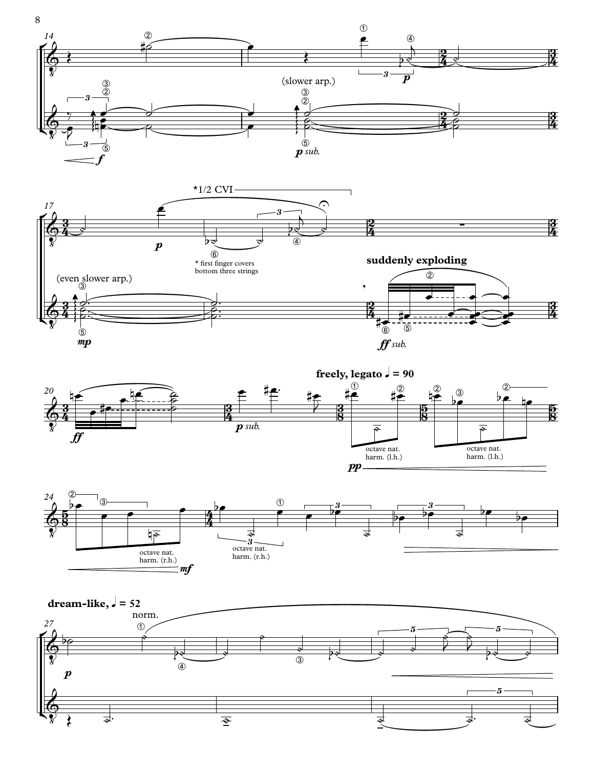(slower arp.)

*p sub.*

*1/2 CVI

* first finger covers bottom three strings

(even slower arp.)

**suddenly exploding**

*ff sub.*

*p sub.*

**freely, legato ♩ = 90**

octave nat. harm. (l.h.)

octave nat. harm. (l.h.)

octave nat. harm. (r.h.)

octave nat. harm. (r.h.)

**dream-like, ♩ = 52**

norm.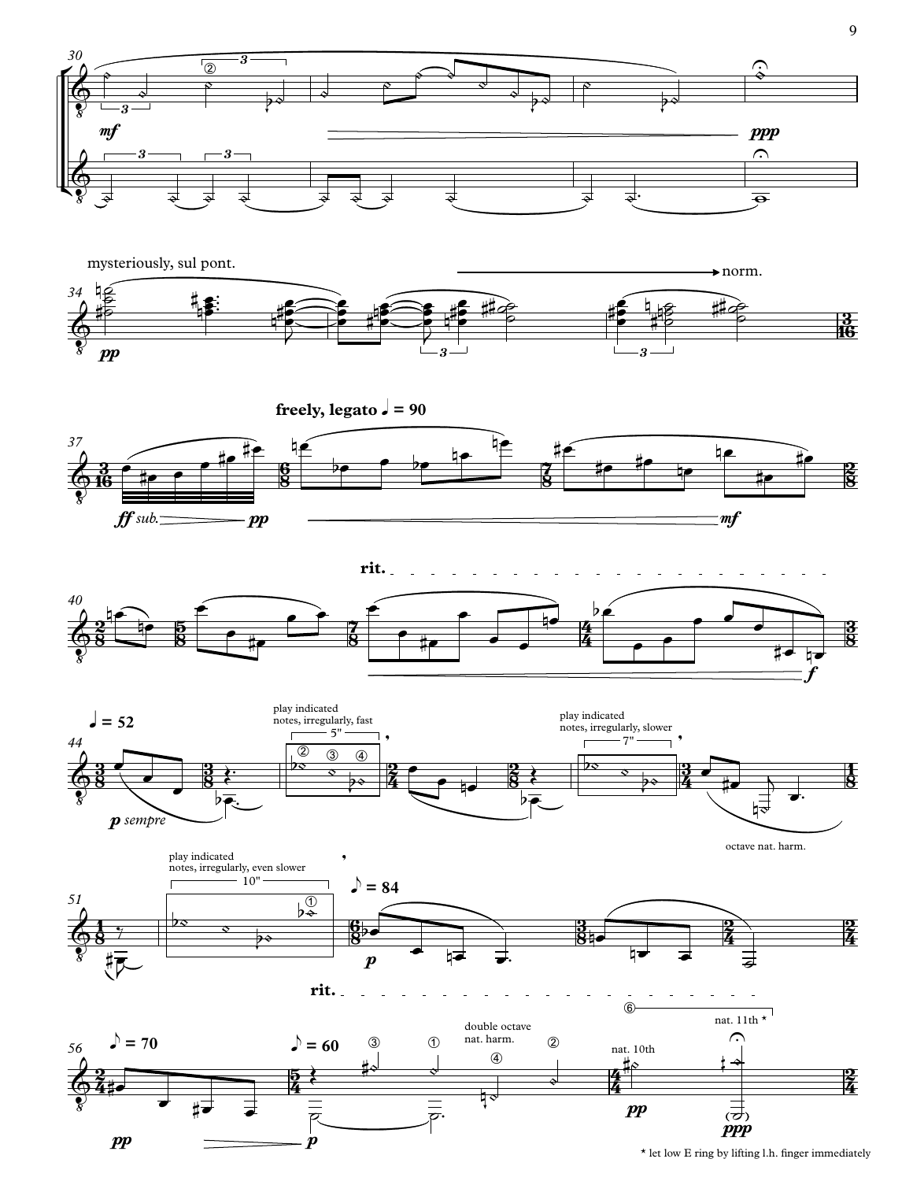mysteriously, sul pont. — norm.

**freely, legato** ♩ = 90

**rit.**

♩ = 52

play indicated notes, irregularly, fast — 5"

play indicated notes, irregularly, slower — 7"

octave nat. harm.

play indicated notes, irregularly, even slower — 10"

♪ = 84

**rit.**

♪ = 70

♪ = 60

double octave nat. harm.

nat. 10th

nat. 11th *

* let low E ring by lifting l.h. finger immediately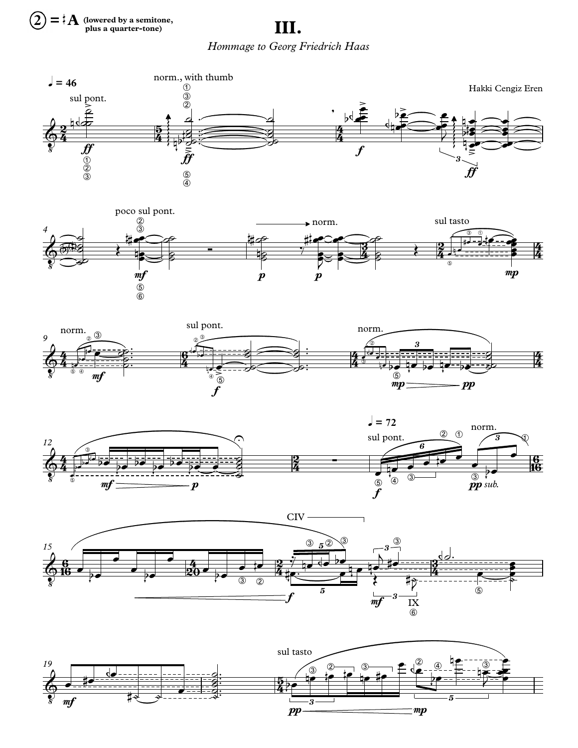② = ♮A (lowered by a semitone, plus a quarter-tone)

# III.

*Hommage to Georg Friedrich Haas*

Hakki Cengiz Eren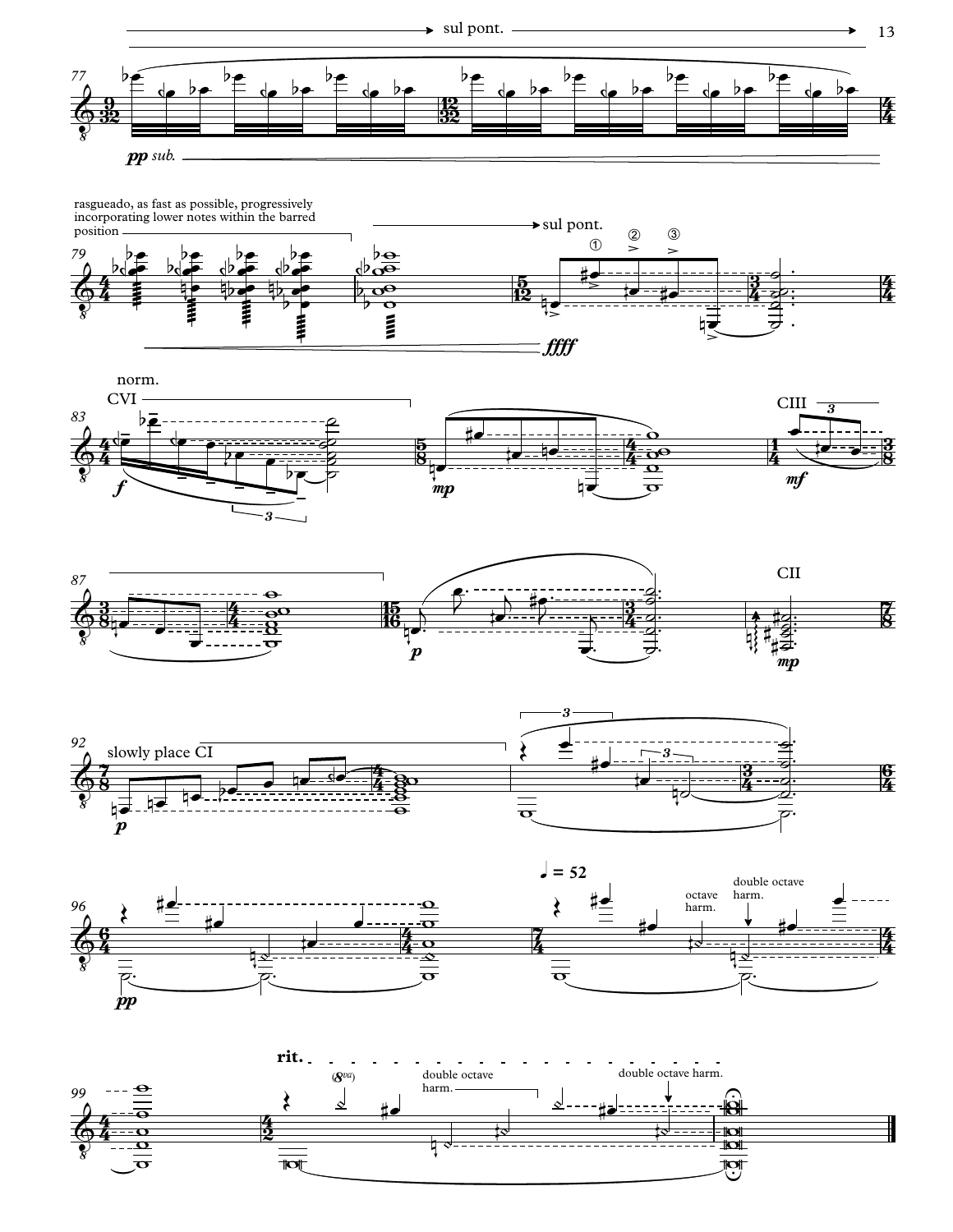sul pont.

*pp sub.*

rasgueado, as fast as possible, progressively incorporating lower notes within the barred position

sul pont.

*ffff*

norm.

CVI

*f*

*mp*

CIII

*mf*

*p*

CII

*mp*

slowly place CI

*p*

*pp*

♩ = 52

octave harm.

double octave harm.

rit.

(8va)

double octave harm.

double octave harm.